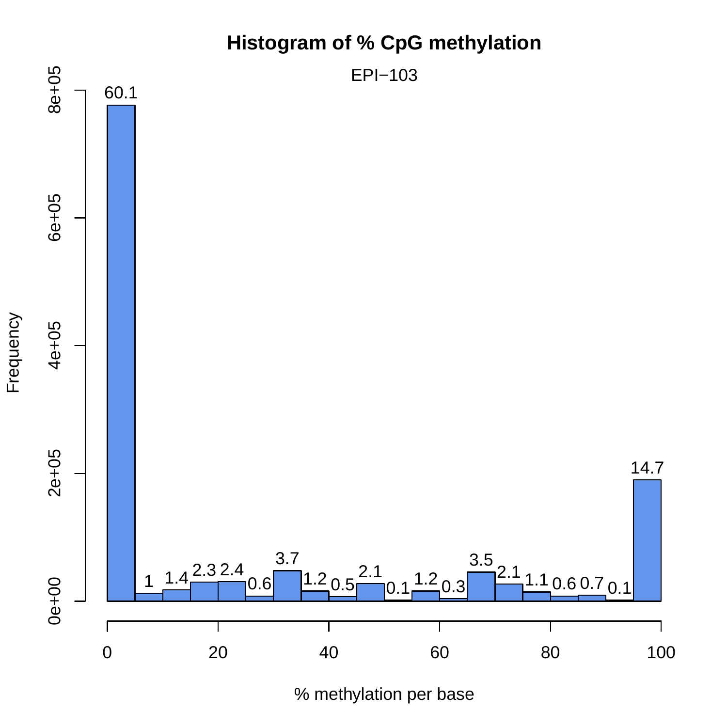**Histogram of % CpG methylation**

EPI−103

| % methylation per base (bin) | Percentage |
|---|---|
| 0–5 | 60.1 |
| 5–10 | 1 |
| 10–15 | 1.4 |
| 15–20 | 2.3 |
| 20–25 | 2.4 |
| 25–30 | 0.6 |
| 30–35 | 3.7 |
| 35–40 | 1.2 |
| 40–45 | 0.5 |
| 45–50 | 2.1 |
| 50–55 | 0.1 |
| 55–60 | 1.2 |
| 60–65 | 0.3 |
| 65–70 | 3.5 |
| 70–75 | 2.1 |
| 75–80 | 1.1 |
| 80–85 | 0.6 |
| 85–90 | 0.7 |
| 90–95 | 0.1 |
| 95–100 | 14.7 |

Frequency: 0e+00, 2e+05, 4e+05, 6e+05, 8e+05

% methylation per base: 0, 20, 40, 60, 80, 100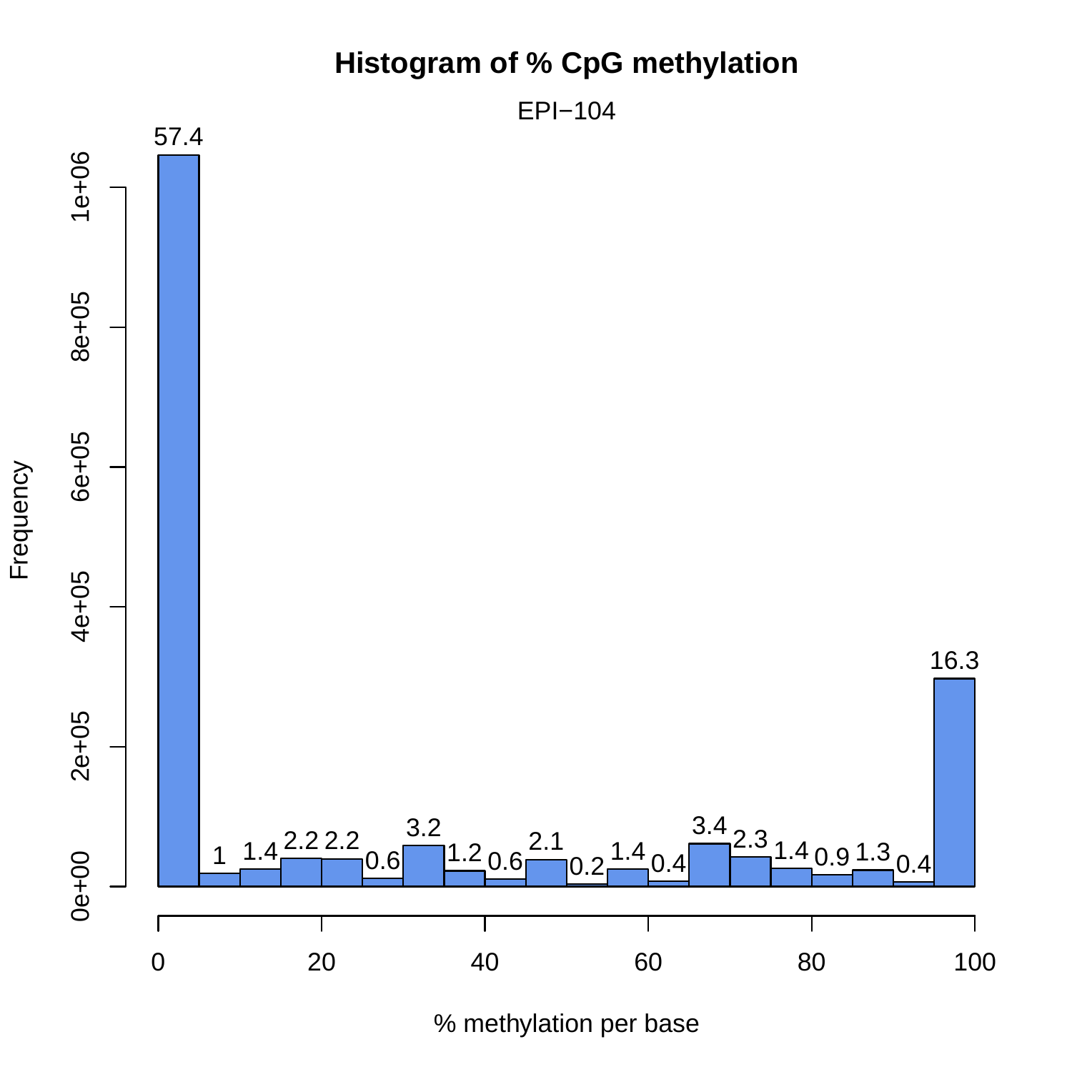# Histogram of % CpG methylation

EPI−104

| % methylation per base (bin) | % of CpGs |
| --- | --- |
| 0–5 | 57.4 |
| 5–10 | 1 |
| 10–15 | 1.4 |
| 15–20 | 2.2 |
| 20–25 | 2.2 |
| 25–30 | 0.6 |
| 30–35 | 3.2 |
| 35–40 | 1.2 |
| 40–45 | 0.6 |
| 45–50 | 2.1 |
| 50–55 | 0.2 |
| 55–60 | 1.4 |
| 60–65 | 0.4 |
| 65–70 | 3.4 |
| 70–75 | 2.3 |
| 75–80 | 1.4 |
| 80–85 | 0.9 |
| 85–90 | 1.3 |
| 90–95 | 0.4 |
| 95–100 | 16.3 |

Y-axis: Frequency (0e+00, 2e+05, 4e+05, 6e+05, 8e+05, 1e+06)

X-axis: % methylation per base (0, 20, 40, 60, 80, 100)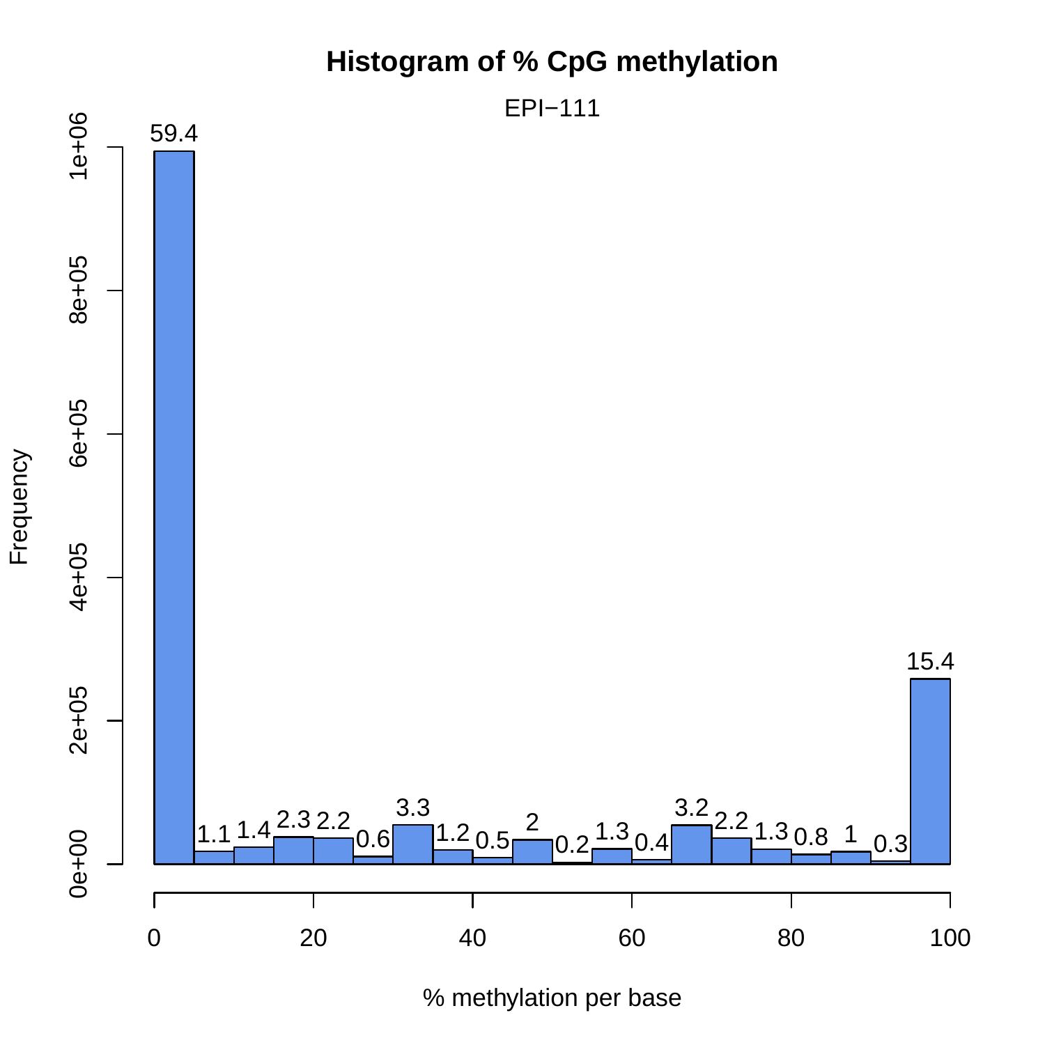# Histogram of % CpG methylation

EPI−111

| % methylation per base (bin) | Percentage label |
|---|---|
| 0–5 | 59.4 |
| 5–10 | 1.1 |
| 10–15 | 1.4 |
| 15–20 | 2.3 |
| 20–25 | 2.2 |
| 25–30 | 0.6 |
| 30–35 | 3.3 |
| 35–40 | 1.2 |
| 40–45 | 0.5 |
| 45–50 | 2 |
| 50–55 | 0.2 |
| 55–60 | 1.3 |
| 60–65 | 0.4 |
| 65–70 | 3.2 |
| 70–75 | 2.2 |
| 75–80 | 1.3 |
| 80–85 | 0.8 |
| 85–90 | 1 |
| 90–95 | 0.3 |
| 95–100 | 15.4 |

Y-axis: Frequency (0e+00, 2e+05, 4e+05, 6e+05, 8e+05, 1e+06)

X-axis: % methylation per base (0, 20, 40, 60, 80, 100)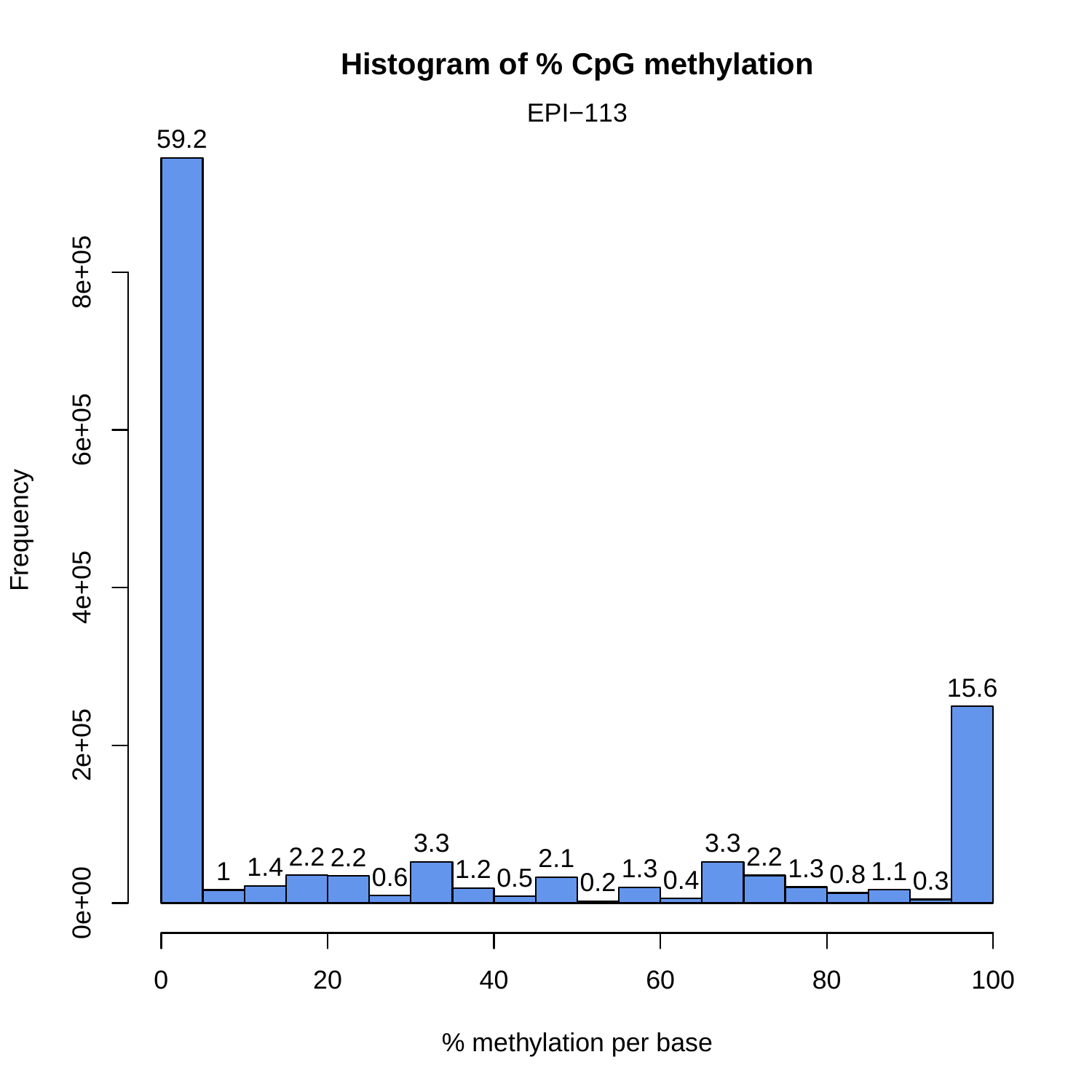# Histogram of % CpG methylation

EPI−113

| % methylation per base | Percentage |
| --- | --- |
| 0–5 | 59.2 |
| 5–10 | 1 |
| 10–15 | 1.4 |
| 15–20 | 2.2 |
| 20–25 | 2.2 |
| 25–30 | 0.6 |
| 30–35 | 3.3 |
| 35–40 | 1.2 |
| 40–45 | 0.5 |
| 45–50 | 2.1 |
| 50–55 | 0.2 |
| 55–60 | 1.3 |
| 60–65 | 0.4 |
| 65–70 | 3.3 |
| 70–75 | 2.2 |
| 75–80 | 1.3 |
| 80–85 | 0.8 |
| 85–90 | 1.1 |
| 90–95 | 0.3 |
| 95–100 | 15.6 |

Frequency (0e+00, 2e+05, 4e+05, 6e+05, 8e+05)

% methylation per base (0, 20, 40, 60, 80, 100)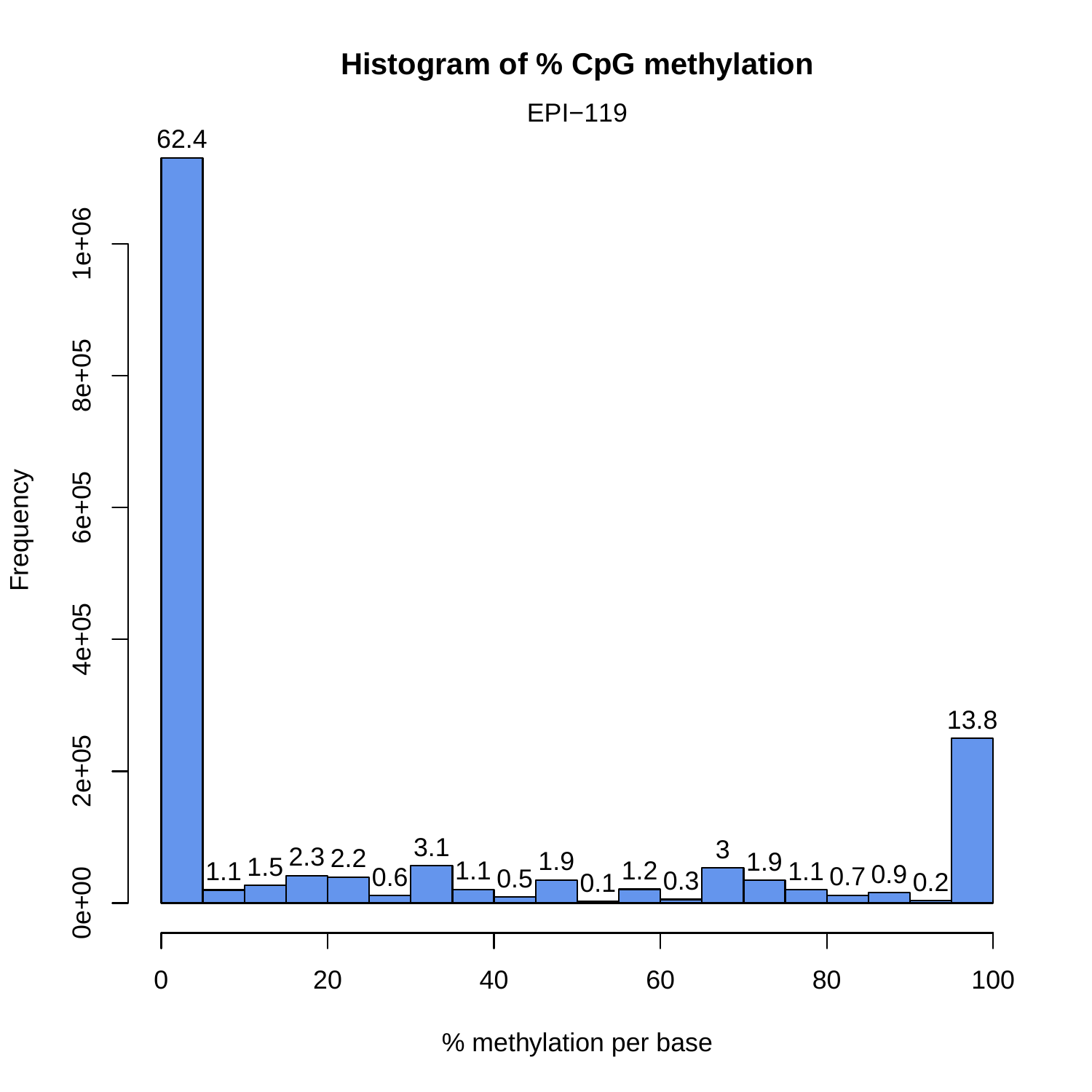# Histogram of % CpG methylation

EPI−119

| % methylation per base | % of CpGs |
|---|---|
| 0–5 | 62.4 |
| 5–10 | 1.1 |
| 10–15 | 1.5 |
| 15–20 | 2.3 |
| 20–25 | 2.2 |
| 25–30 | 0.6 |
| 30–35 | 3.1 |
| 35–40 | 1.1 |
| 40–45 | 0.5 |
| 45–50 | 1.9 |
| 50–55 | 0.1 |
| 55–60 | 1.2 |
| 60–65 | 0.3 |
| 65–70 | 3 |
| 70–75 | 1.9 |
| 75–80 | 1.1 |
| 80–85 | 0.7 |
| 85–90 | 0.9 |
| 90–95 | 0.2 |
| 95–100 | 13.8 |

Frequency (y-axis): 0e+00, 2e+05, 4e+05, 6e+05, 8e+05, 1e+06

% methylation per base (x-axis): 0, 20, 40, 60, 80, 100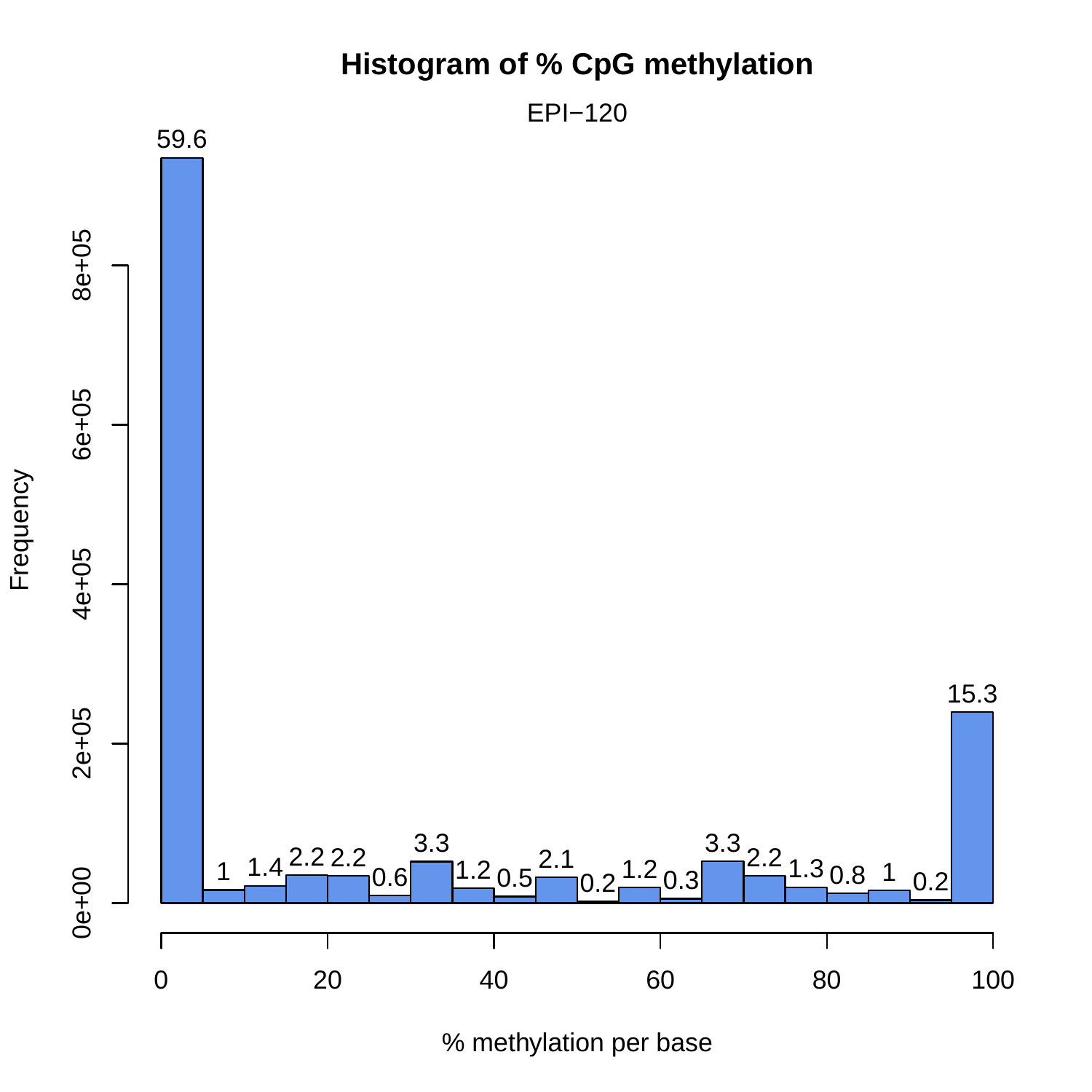**Histogram of % CpG methylation**

EPI−120

| % methylation per base | Percentage (bar label) |
|---|---|
| 0–5 | 59.6 |
| 5–10 | 1 |
| 10–15 | 1.4 |
| 15–20 | 2.2 |
| 20–25 | 2.2 |
| 25–30 | 0.6 |
| 30–35 | 3.3 |
| 35–40 | 1.2 |
| 40–45 | 0.5 |
| 45–50 | 2.1 |
| 50–55 | 0.2 |
| 55–60 | 1.2 |
| 60–65 | 0.3 |
| 65–70 | 3.3 |
| 70–75 | 2.2 |
| 75–80 | 1.3 |
| 80–85 | 0.8 |
| 85–90 | 1 |
| 90–95 | 0.2 |
| 95–100 | 15.3 |

Frequency (y-axis: 0e+00, 2e+05, 4e+05, 6e+05, 8e+05)

% methylation per base (x-axis: 0, 20, 40, 60, 80, 100)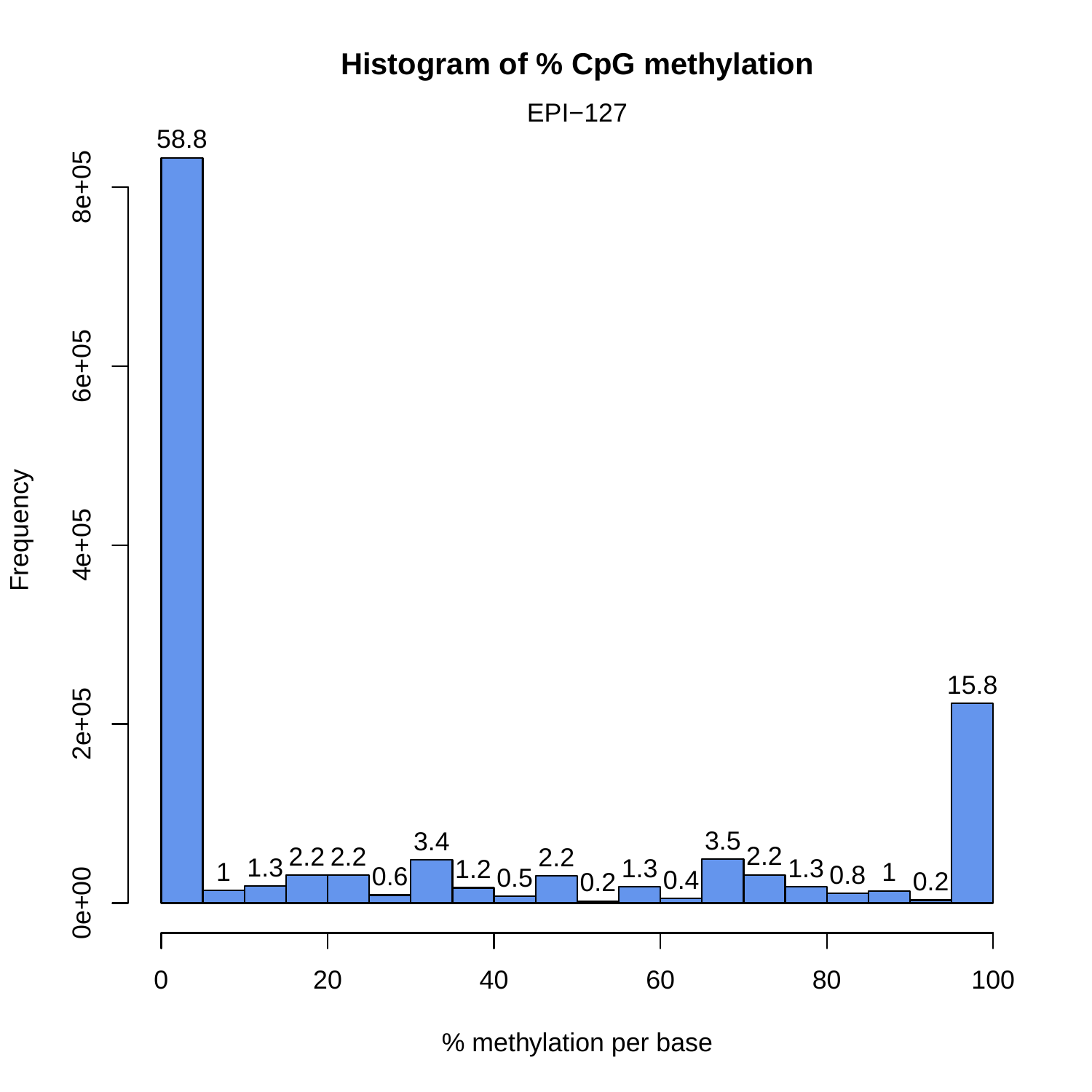# Histogram of % CpG methylation

EPI−127

Frequency

% methylation per base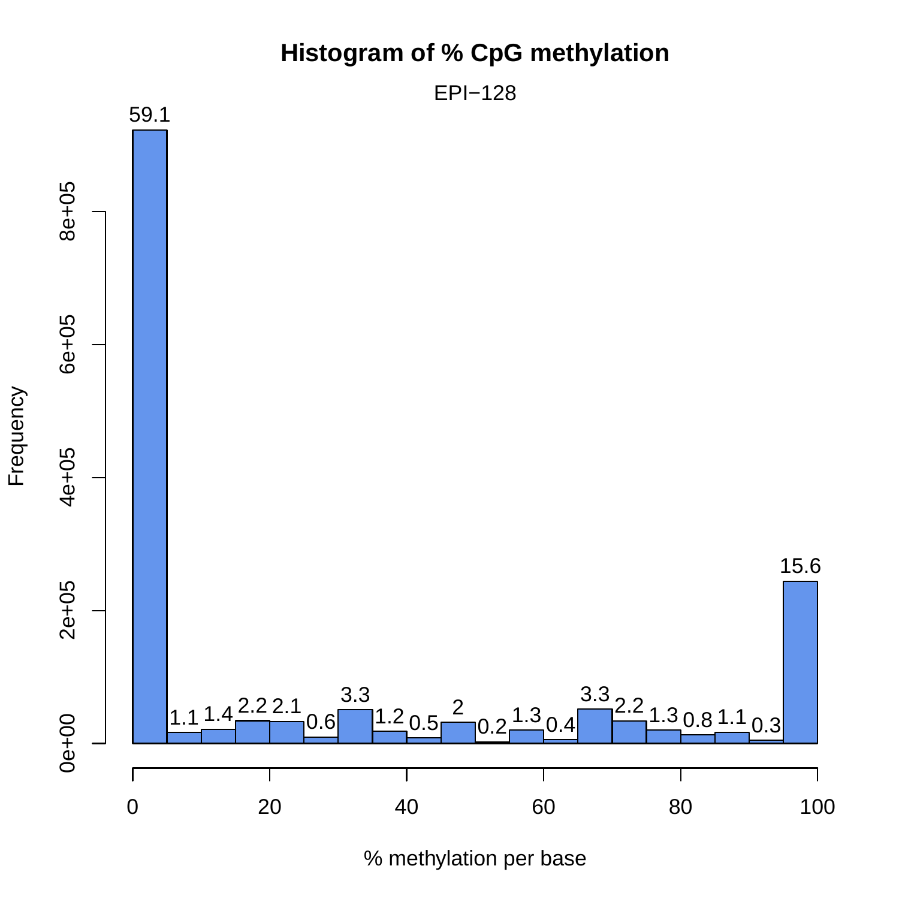**Histogram of % CpG methylation**

EPI−128

| % methylation per base | Percentage |
|---|---|
| 0–5 | 59.1 |
| 5–10 | 1.1 |
| 10–15 | 1.4 |
| 15–20 | 2.2 |
| 20–25 | 2.1 |
| 25–30 | 0.6 |
| 30–35 | 3.3 |
| 35–40 | 1.2 |
| 40–45 | 0.5 |
| 45–50 | 2 |
| 50–55 | 0.2 |
| 55–60 | 1.3 |
| 60–65 | 0.4 |
| 65–70 | 3.3 |
| 70–75 | 2.2 |
| 75–80 | 1.3 |
| 80–85 | 0.8 |
| 85–90 | 1.1 |
| 90–95 | 0.3 |
| 95–100 | 15.6 |

Frequency (y-axis): 0e+00, 2e+05, 4e+05, 6e+05, 8e+05

% methylation per base (x-axis): 0, 20, 40, 60, 80, 100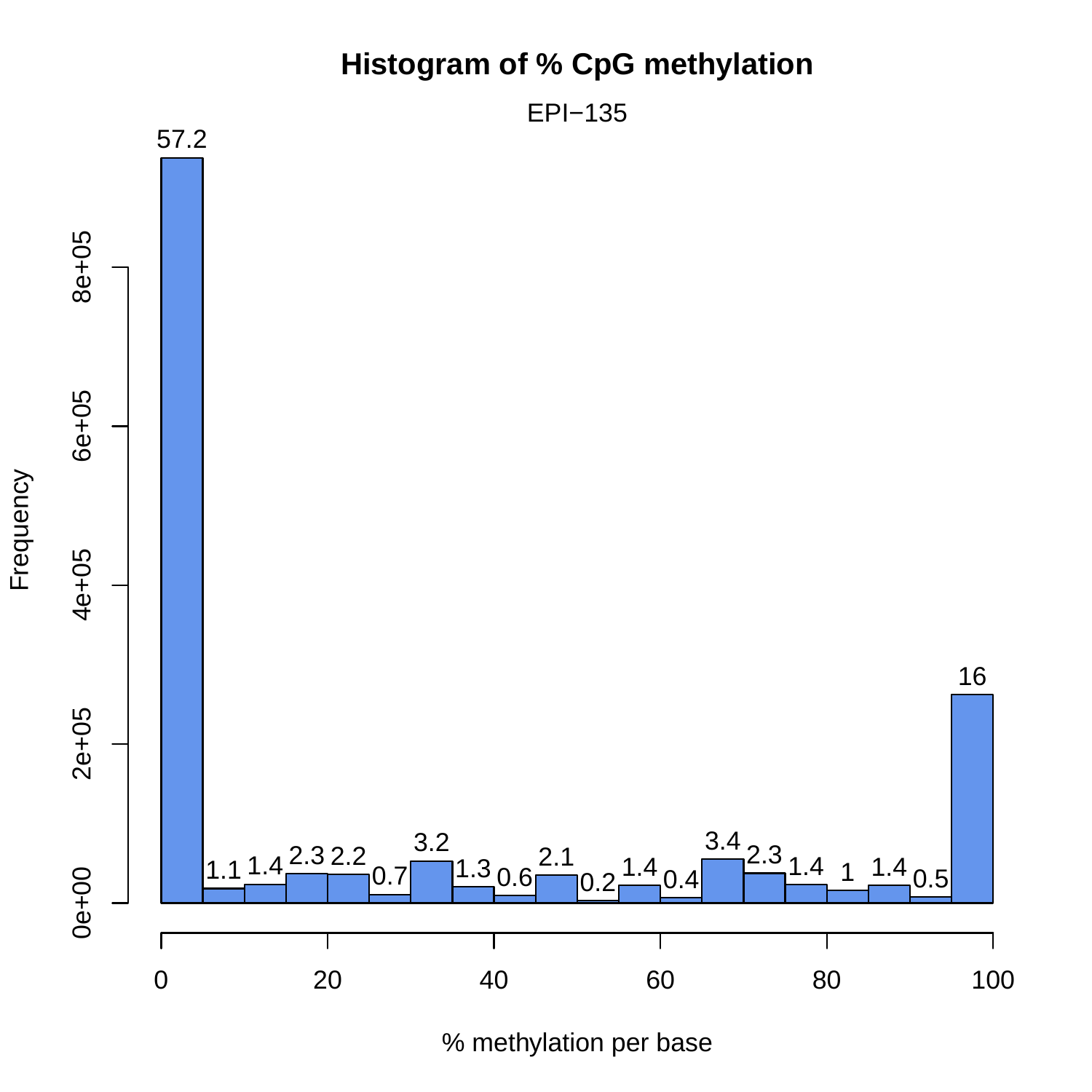# Histogram of % CpG methylation

EPI−135

| % methylation per base (bin) | Percentage |
| --- | --- |
| 0–5 | 57.2 |
| 5–10 | 1.1 |
| 10–15 | 1.4 |
| 15–20 | 2.3 |
| 20–25 | 2.2 |
| 25–30 | 0.7 |
| 30–35 | 3.2 |
| 35–40 | 1.3 |
| 40–45 | 0.6 |
| 45–50 | 2.1 |
| 50–55 | 0.2 |
| 55–60 | 1.4 |
| 60–65 | 0.4 |
| 65–70 | 3.4 |
| 70–75 | 2.3 |
| 75–80 | 1.4 |
| 80–85 | 1 |
| 85–90 | 1.4 |
| 90–95 | 0.5 |
| 95–100 | 16 |

Frequency axis: 0e+00, 2e+05, 4e+05, 6e+05, 8e+05

% methylation per base axis: 0, 20, 40, 60, 80, 100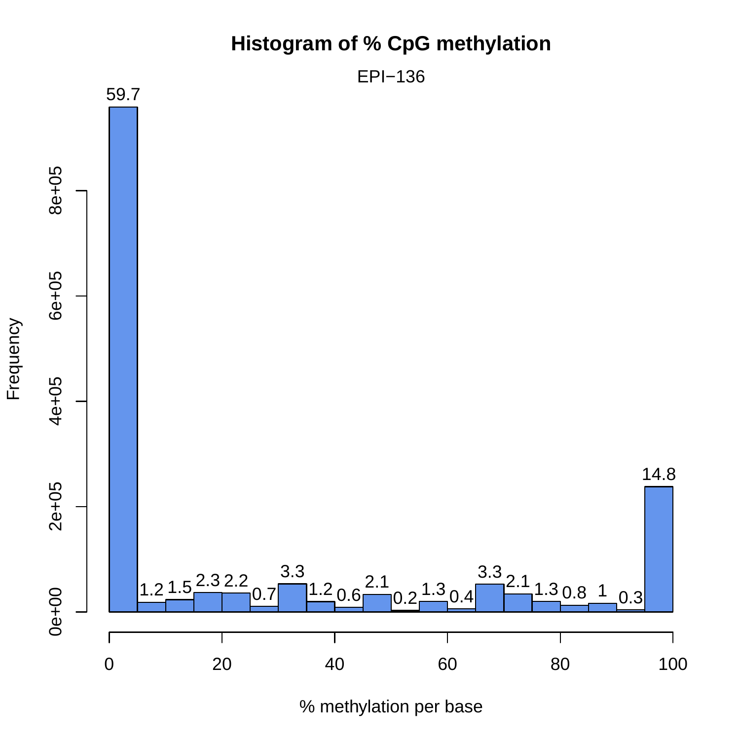# Histogram of % CpG methylation

EPI−136

| % methylation per base (bin) | Percentage |
| --- | --- |
| 0–5 | 59.7 |
| 5–10 | 1.2 |
| 10–15 | 1.5 |
| 15–20 | 2.3 |
| 20–25 | 2.2 |
| 25–30 | 0.7 |
| 30–35 | 3.3 |
| 35–40 | 1.2 |
| 40–45 | 0.6 |
| 45–50 | 2.1 |
| 50–55 | 0.2 |
| 55–60 | 1.3 |
| 60–65 | 0.4 |
| 65–70 | 3.3 |
| 70–75 | 2.1 |
| 75–80 | 1.3 |
| 80–85 | 0.8 |
| 85–90 | 1 |
| 90–95 | 0.3 |
| 95–100 | 14.8 |

Y-axis: Frequency (0e+00, 2e+05, 4e+05, 6e+05, 8e+05)

X-axis: % methylation per base (0, 20, 40, 60, 80, 100)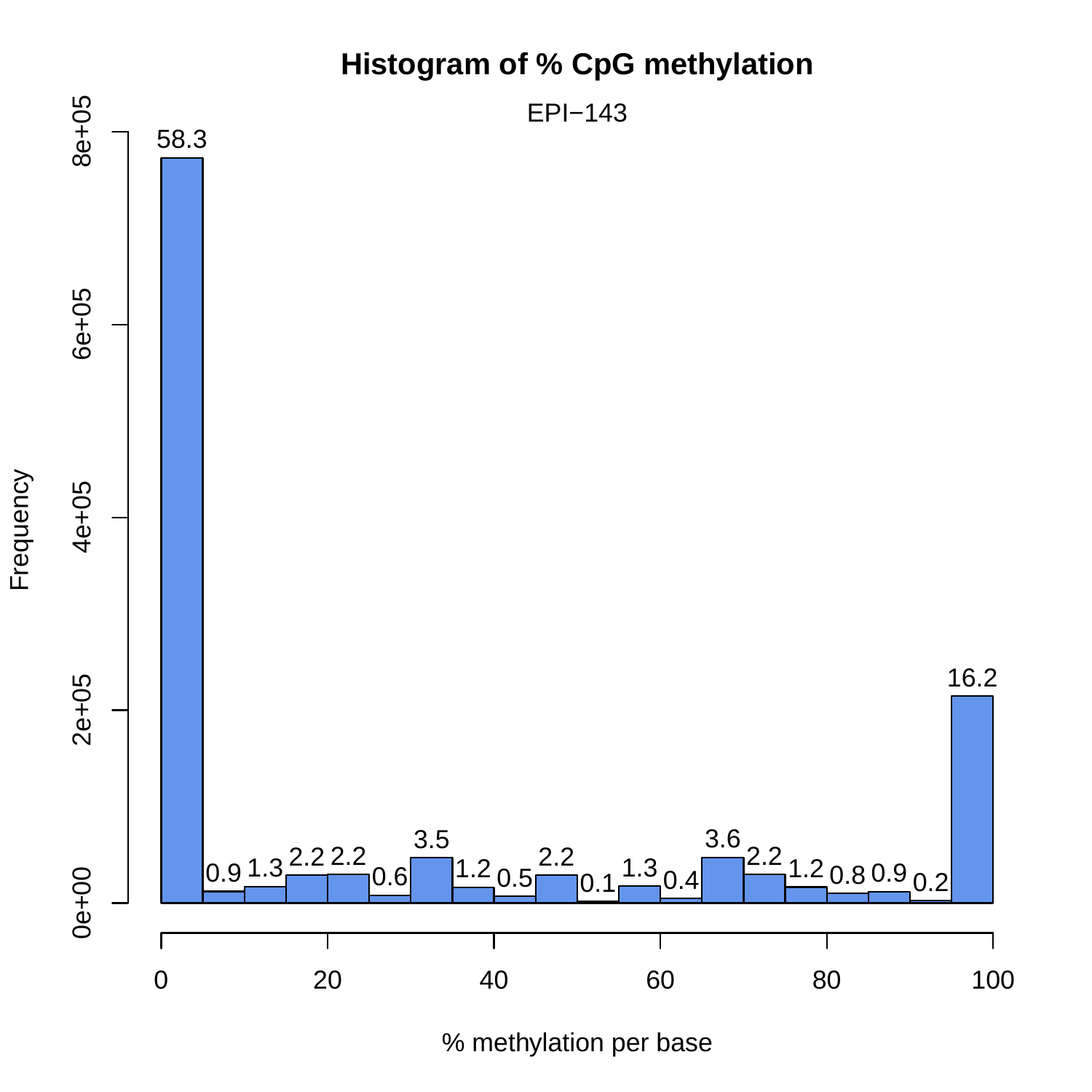# Histogram of % CpG methylation

EPI−143

| % methylation per base (bin) | Percentage |
|---|---|
| 0–5 | 58.3 |
| 5–10 | 0.9 |
| 10–15 | 1.3 |
| 15–20 | 2.2 |
| 20–25 | 2.2 |
| 25–30 | 0.6 |
| 30–35 | 3.5 |
| 35–40 | 1.2 |
| 40–45 | 0.5 |
| 45–50 | 2.2 |
| 50–55 | 0.1 |
| 55–60 | 1.3 |
| 60–65 | 0.4 |
| 65–70 | 3.6 |
| 70–75 | 2.2 |
| 75–80 | 1.2 |
| 80–85 | 0.8 |
| 85–90 | 0.9 |
| 90–95 | 0.2 |
| 95–100 | 16.2 |

Frequency (y-axis): 0e+00, 2e+05, 4e+05, 6e+05, 8e+05

% methylation per base (x-axis): 0, 20, 40, 60, 80, 100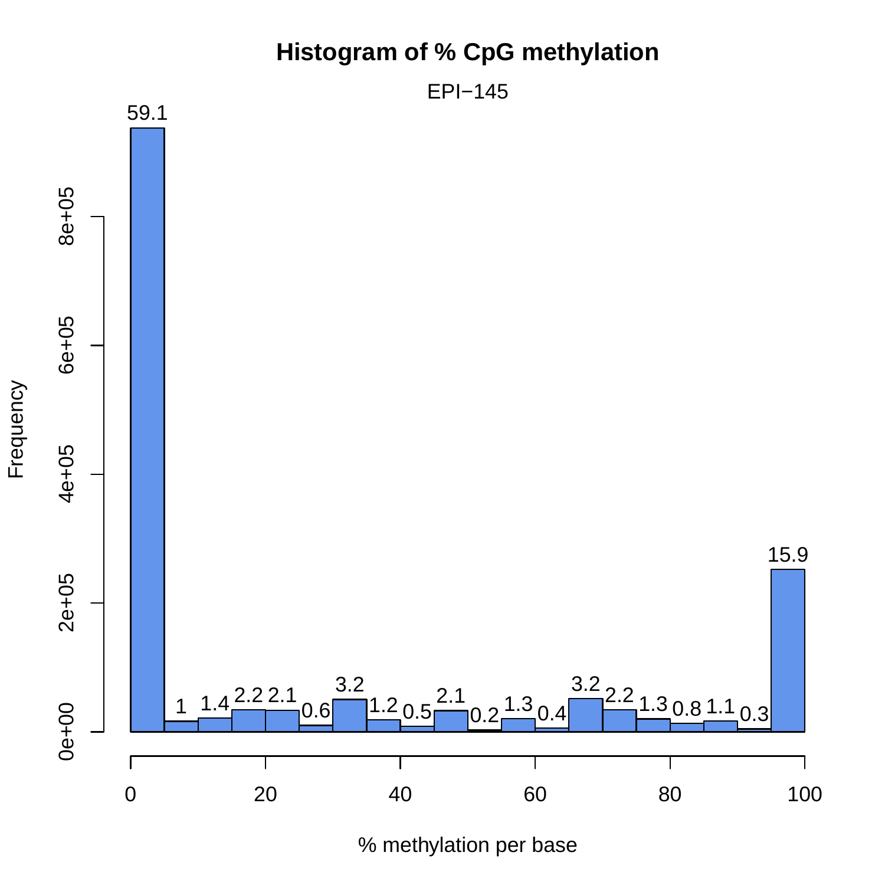**Histogram of % CpG methylation**

EPI−145

| % methylation per base | 0–5 | 5–10 | 10–15 | 15–20 | 20–25 | 25–30 | 30–35 | 35–40 | 40–45 | 45–50 | 50–55 | 55–60 | 60–65 | 65–70 | 70–75 | 75–80 | 80–85 | 85–90 | 90–95 | 95–100 |
|---|---|---|---|---|---|---|---|---|---|---|---|---|---|---|---|---|---|---|---|---|
| Bar label | 59.1 | 1 | 1.4 | 2.2 | 2.1 | 0.6 | 3.2 | 1.2 | 0.5 | 2.1 | 0.2 | 1.3 | 0.4 | 3.2 | 2.2 | 1.3 | 0.8 | 1.1 | 0.3 | 15.9 |

Y-axis: Frequency (0e+00 to 8e+05)

X-axis: % methylation per base (0 to 100)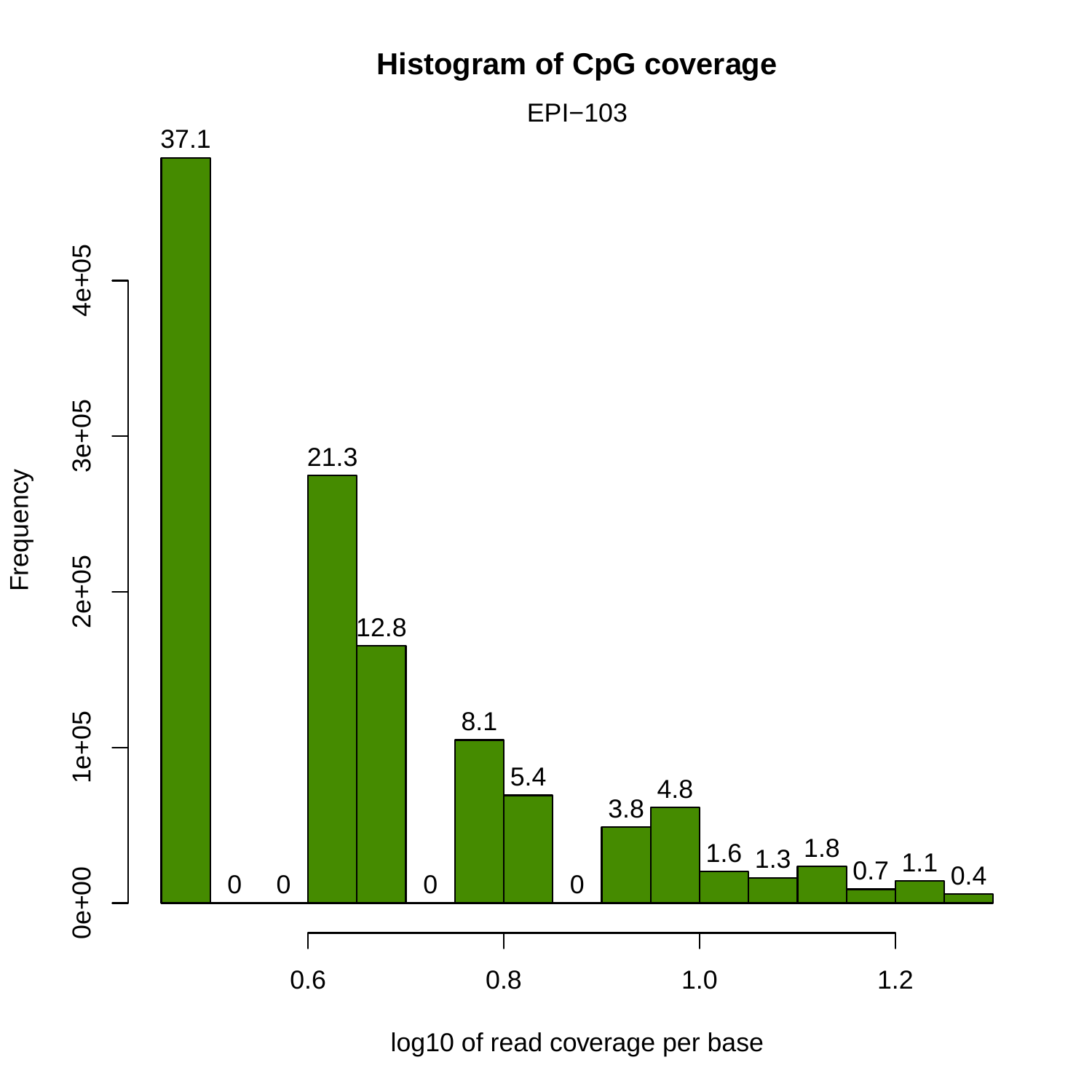# Histogram of CpG coverage

EPI−103

| log10 of read coverage per base (bin) | Percent |
|---|---|
| 1 | 37.1 |
| 2 | 0 |
| 3 | 0 |
| 4 | 21.3 |
| 5 | 12.8 |
| 6 | 0 |
| 7 | 8.1 |
| 8 | 5.4 |
| 9 | 0 |
| 10 | 3.8 |
| 11 | 4.8 |
| 12 | 1.6 |
| 13 | 1.3 |
| 14 | 1.8 |
| 15 | 0.7 |
| 16 | 1.1 |
| 17 | 0.4 |

Frequency: 0e+00, 1e+05, 2e+05, 3e+05, 4e+05

log10 of read coverage per base: 0.6, 0.8, 1.0, 1.2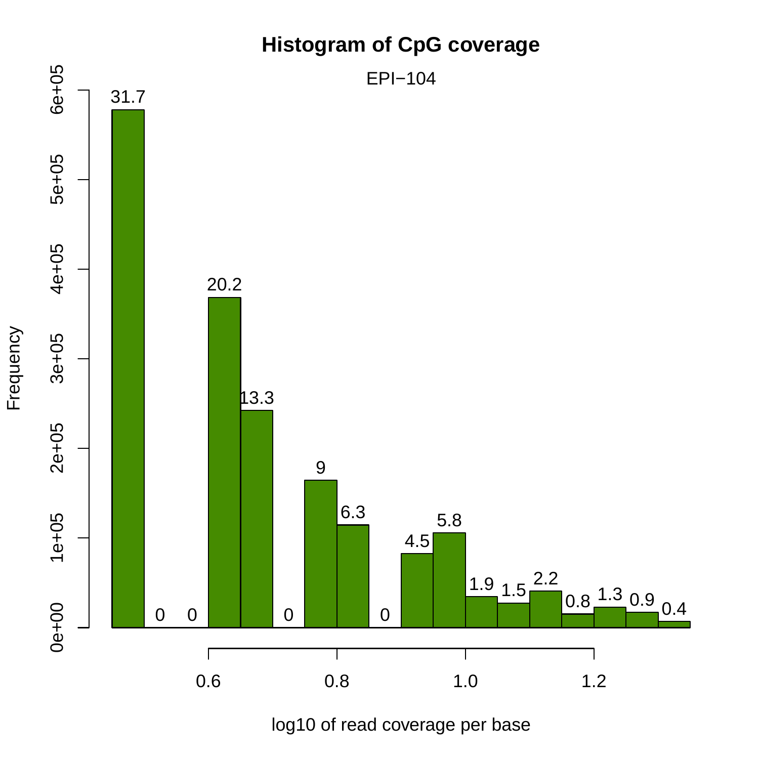# Histogram of CpG coverage

EPI−104

| log10 of read coverage per base (bin) | Percent |
| --- | --- |
| 1 | 31.7 |
| 2 | 0 |
| 3 | 0 |
| 4 | 20.2 |
| 5 | 13.3 |
| 6 | 0 |
| 7 | 9 |
| 8 | 6.3 |
| 9 | 0 |
| 10 | 4.5 |
| 11 | 5.8 |
| 12 | 1.9 |
| 13 | 1.5 |
| 14 | 2.2 |
| 15 | 0.8 |
| 16 | 1.3 |
| 17 | 0.9 |
| 18 | 0.4 |

Y-axis: Frequency (0e+00 to 6e+05)

X-axis: log10 of read coverage per base (0.6, 0.8, 1.0, 1.2)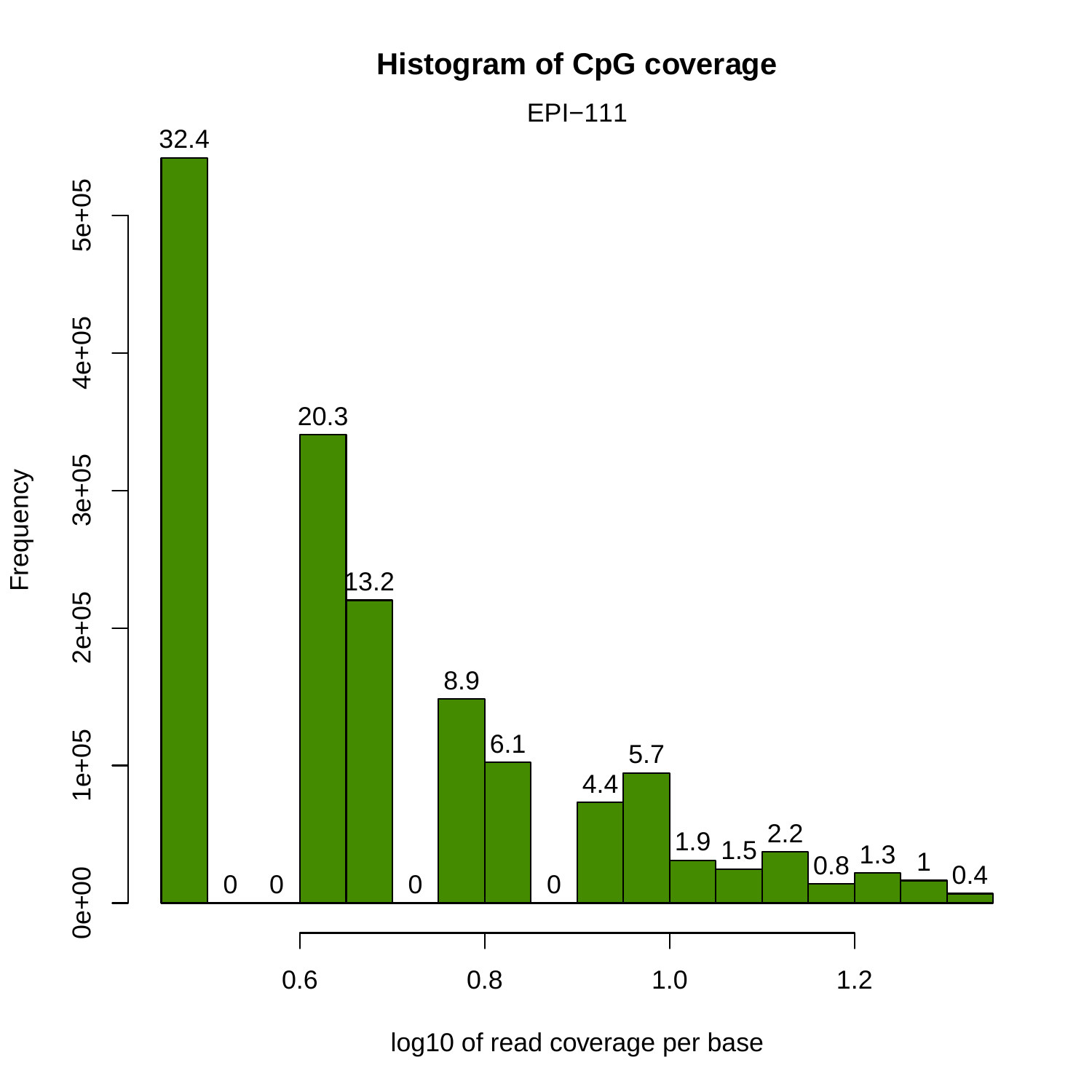# Histogram of CpG coverage

EPI−111

| log10 of read coverage per base (bin) | Percent |
| --- | --- |
| 1 | 32.4 |
| 2 | 0 |
| 3 | 0 |
| 4 | 20.3 |
| 5 | 13.2 |
| 6 | 0 |
| 7 | 8.9 |
| 8 | 6.1 |
| 9 | 0 |
| 10 | 4.4 |
| 11 | 5.7 |
| 12 | 1.9 |
| 13 | 1.5 |
| 14 | 2.2 |
| 15 | 0.8 |
| 16 | 1.3 |
| 17 | 1 |
| 18 | 0.4 |

Frequency

log10 of read coverage per base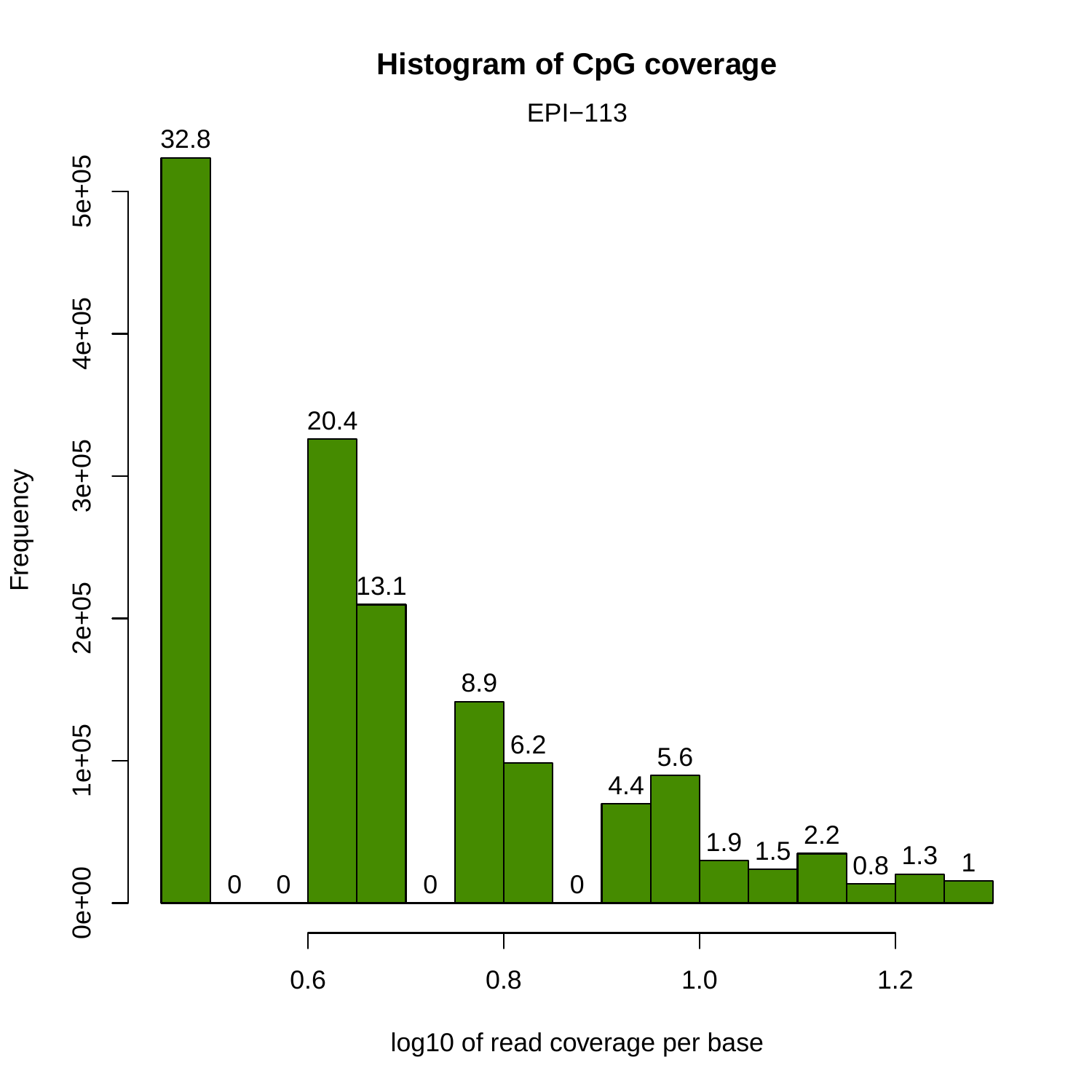# Histogram of CpG coverage

EPI−113

| log10 of read coverage per base (bin) | Percentage label |
| --- | --- |
| 0.45–0.50 | 32.8 |
| 0.50–0.55 | 0 |
| 0.55–0.60 | 0 |
| 0.60–0.65 | 20.4 |
| 0.65–0.70 | 13.1 |
| 0.70–0.75 | 0 |
| 0.75–0.80 | 8.9 |
| 0.80–0.85 | 6.2 |
| 0.85–0.90 | 0 |
| 0.90–0.95 | 4.4 |
| 0.95–1.00 | 5.6 |
| 1.00–1.05 | 1.9 |
| 1.05–1.10 | 1.5 |
| 1.10–1.15 | 2.2 |
| 1.15–1.20 | 0.8 |
| 1.20–1.25 | 1.3 |
| 1.25–1.30 | 1 |

Y-axis: Frequency (0e+00, 1e+05, 2e+05, 3e+05, 4e+05, 5e+05)

X-axis: log10 of read coverage per base (0.6, 0.8, 1.0, 1.2)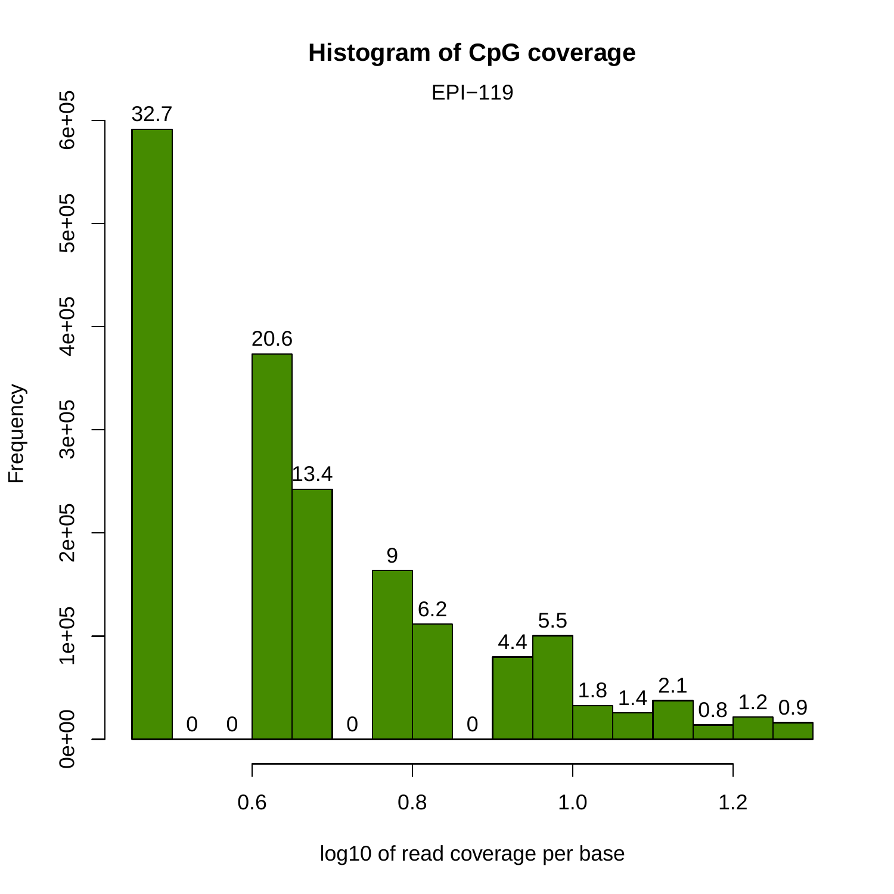**Histogram of CpG coverage**

EPI−119

| log10 of read coverage per base (bin) | Percentage label |
|---|---|
| 0.45–0.50 | 32.7 |
| 0.50–0.55 | 0 |
| 0.55–0.60 | 0 |
| 0.60–0.65 | 20.6 |
| 0.65–0.70 | 13.4 |
| 0.70–0.75 | 0 |
| 0.75–0.80 | 9 |
| 0.80–0.85 | 6.2 |
| 0.85–0.90 | 0 |
| 0.90–0.95 | 4.4 |
| 0.95–1.00 | 5.5 |
| 1.00–1.05 | 1.8 |
| 1.05–1.10 | 1.4 |
| 1.10–1.15 | 2.1 |
| 1.15–1.20 | 0.8 |
| 1.20–1.25 | 1.2 |
| 1.25–1.30 | 0.9 |

Frequency (0e+00 to 6e+05)

log10 of read coverage per base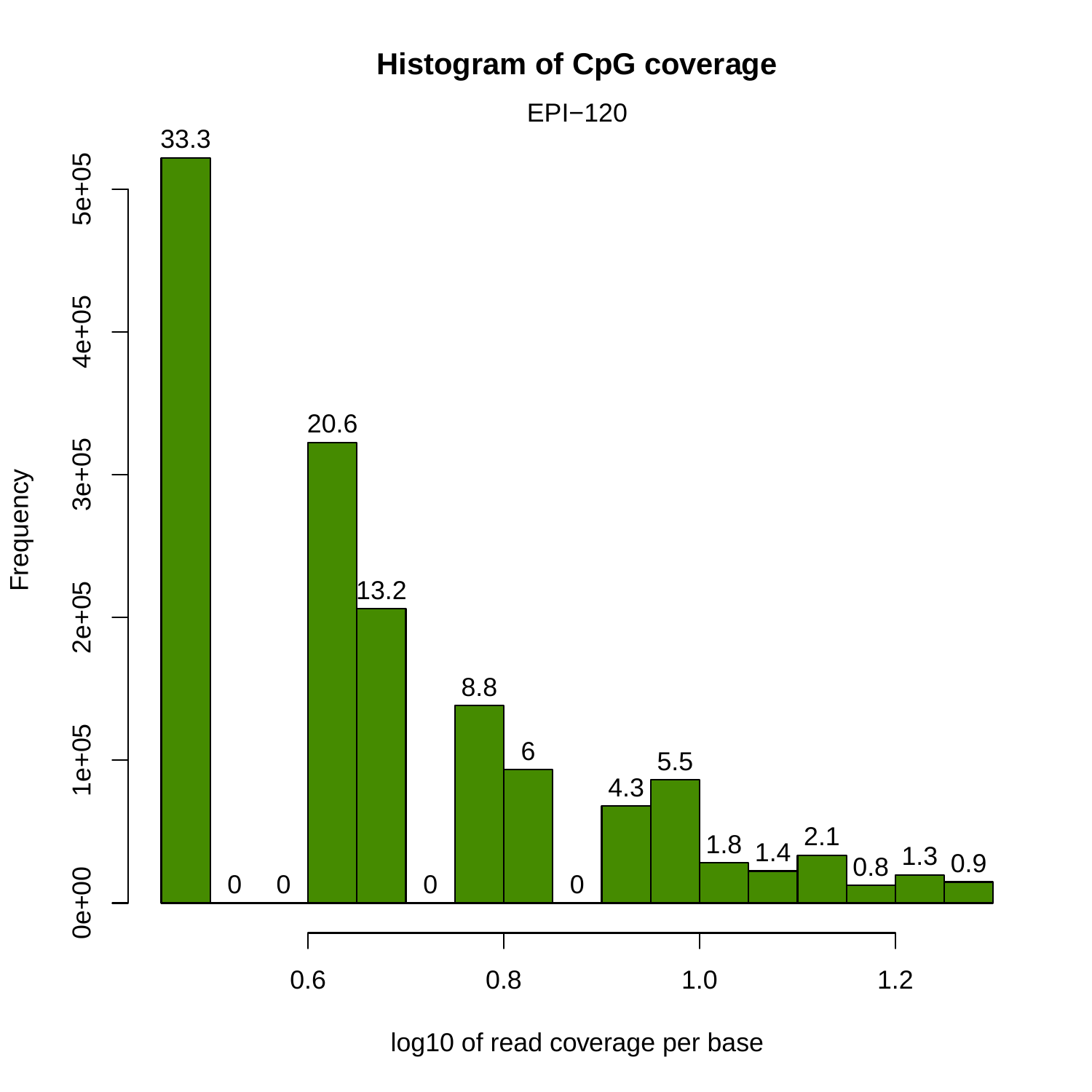**Histogram of CpG coverage**

EPI−120

| log10 of read coverage per base (bin) | Percent |
|---|---|
| 0.45–0.50 | 33.3 |
| 0.50–0.55 | 0 |
| 0.55–0.60 | 0 |
| 0.60–0.65 | 20.6 |
| 0.65–0.70 | 13.2 |
| 0.70–0.75 | 0 |
| 0.75–0.80 | 8.8 |
| 0.80–0.85 | 6 |
| 0.85–0.90 | 0 |
| 0.90–0.95 | 4.3 |
| 0.95–1.00 | 5.5 |
| 1.00–1.05 | 1.8 |
| 1.05–1.10 | 1.4 |
| 1.10–1.15 | 2.1 |
| 1.15–1.20 | 0.8 |
| 1.20–1.25 | 1.3 |
| 1.25–1.30 | 0.9 |

Y-axis: Frequency (0e+00, 1e+05, 2e+05, 3e+05, 4e+05, 5e+05)

X-axis: log10 of read coverage per base (0.6, 0.8, 1.0, 1.2)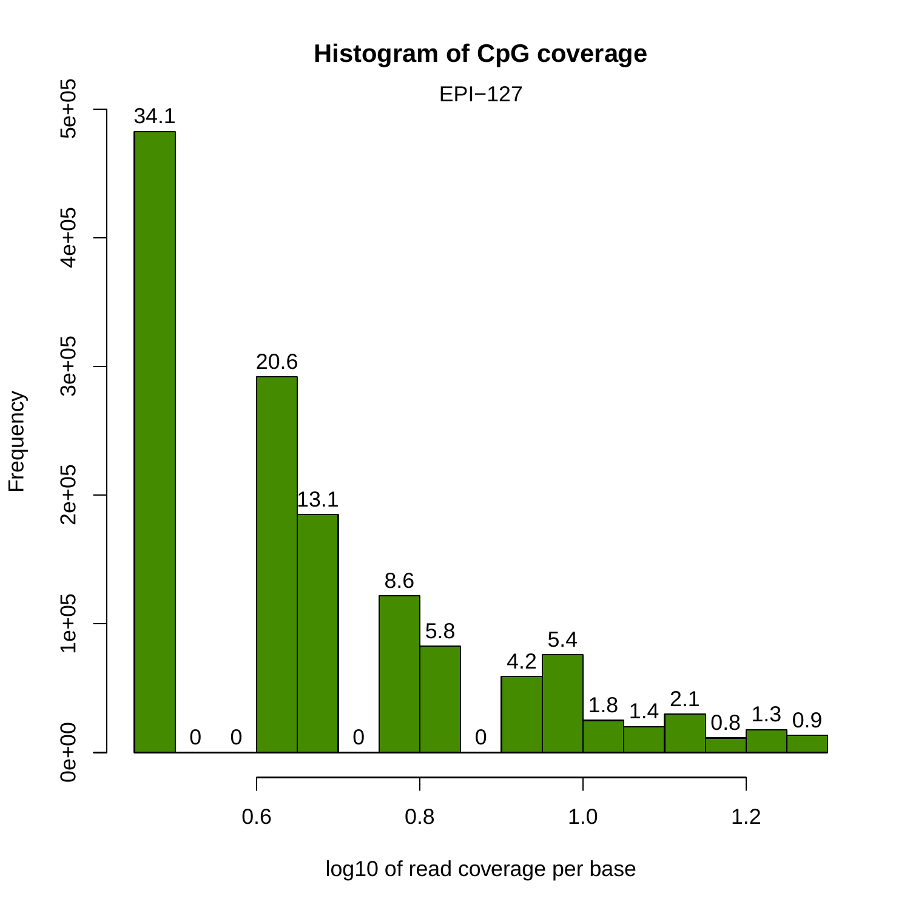# Histogram of CpG coverage

EPI−127

| log10 of read coverage per base (bin) | Percentage |
|---|---|
| 0.45–0.50 | 34.1 |
| 0.50–0.55 | 0 |
| 0.55–0.60 | 0 |
| 0.60–0.65 | 20.6 |
| 0.65–0.70 | 13.1 |
| 0.70–0.75 | 0 |
| 0.75–0.80 | 8.6 |
| 0.80–0.85 | 5.8 |
| 0.85–0.90 | 0 |
| 0.90–0.95 | 4.2 |
| 0.95–1.00 | 5.4 |
| 1.00–1.05 | 1.8 |
| 1.05–1.10 | 1.4 |
| 1.10–1.15 | 2.1 |
| 1.15–1.20 | 0.8 |
| 1.20–1.25 | 1.3 |
| 1.25–1.30 | 0.9 |

Y-axis: Frequency (0e+00, 1e+05, 2e+05, 3e+05, 4e+05, 5e+05)

X-axis: log10 of read coverage per base (0.6, 0.8, 1.0, 1.2)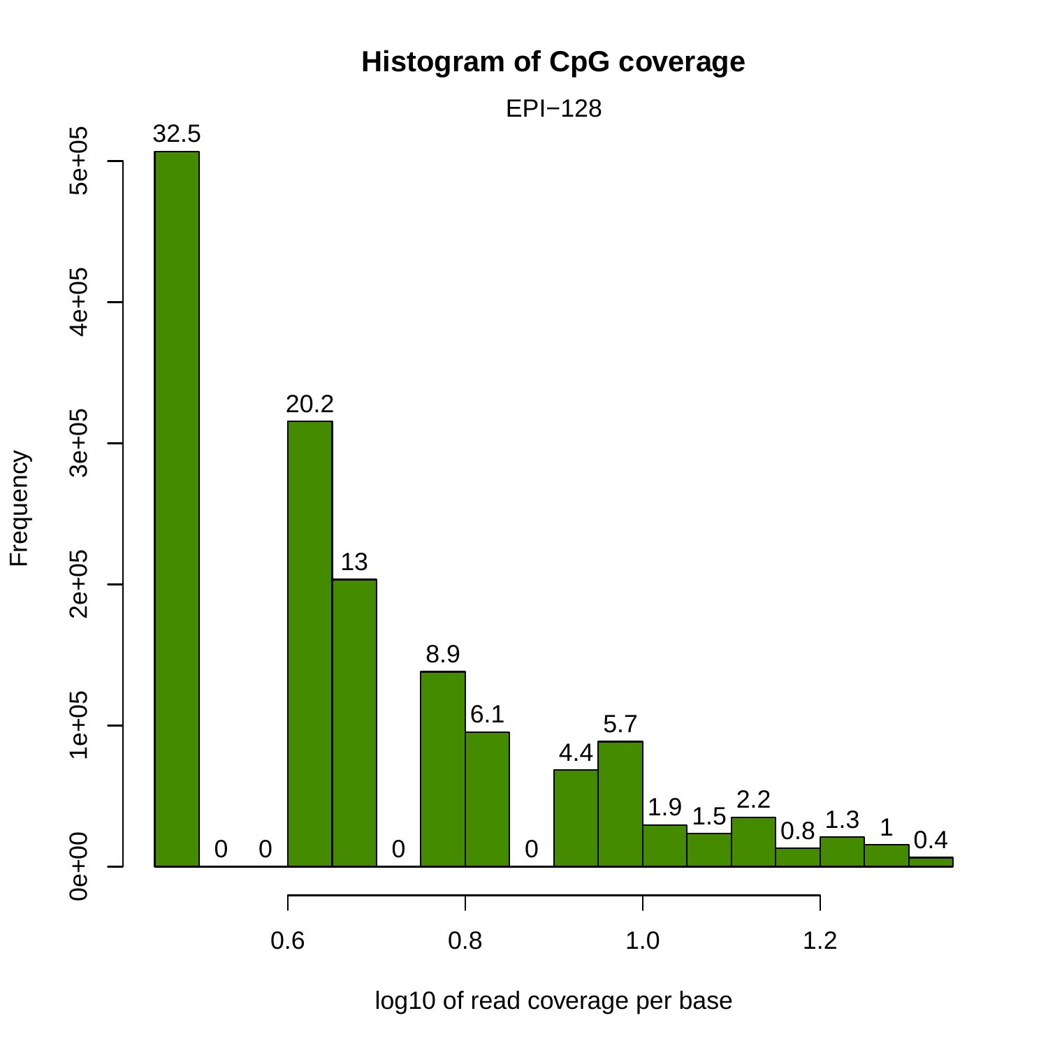# Histogram of CpG coverage

EPI−128

| log10 of read coverage per base (bin) | Percentage |
| --- | --- |
| 0.45–0.50 | 32.5 |
| 0.50–0.55 | 0 |
| 0.55–0.60 | 0 |
| 0.60–0.65 | 20.2 |
| 0.65–0.70 | 13 |
| 0.70–0.75 | 0 |
| 0.75–0.80 | 8.9 |
| 0.80–0.85 | 6.1 |
| 0.85–0.90 | 0 |
| 0.90–0.95 | 4.4 |
| 0.95–1.00 | 5.7 |
| 1.00–1.05 | 1.9 |
| 1.05–1.10 | 1.5 |
| 1.10–1.15 | 2.2 |
| 1.15–1.20 | 0.8 |
| 1.20–1.25 | 1.3 |
| 1.25–1.30 | 1 |
| 1.30–1.35 | 0.4 |

Y-axis: Frequency (0e+00, 1e+05, 2e+05, 3e+05, 4e+05, 5e+05)

X-axis: log10 of read coverage per base (0.6, 0.8, 1.0, 1.2)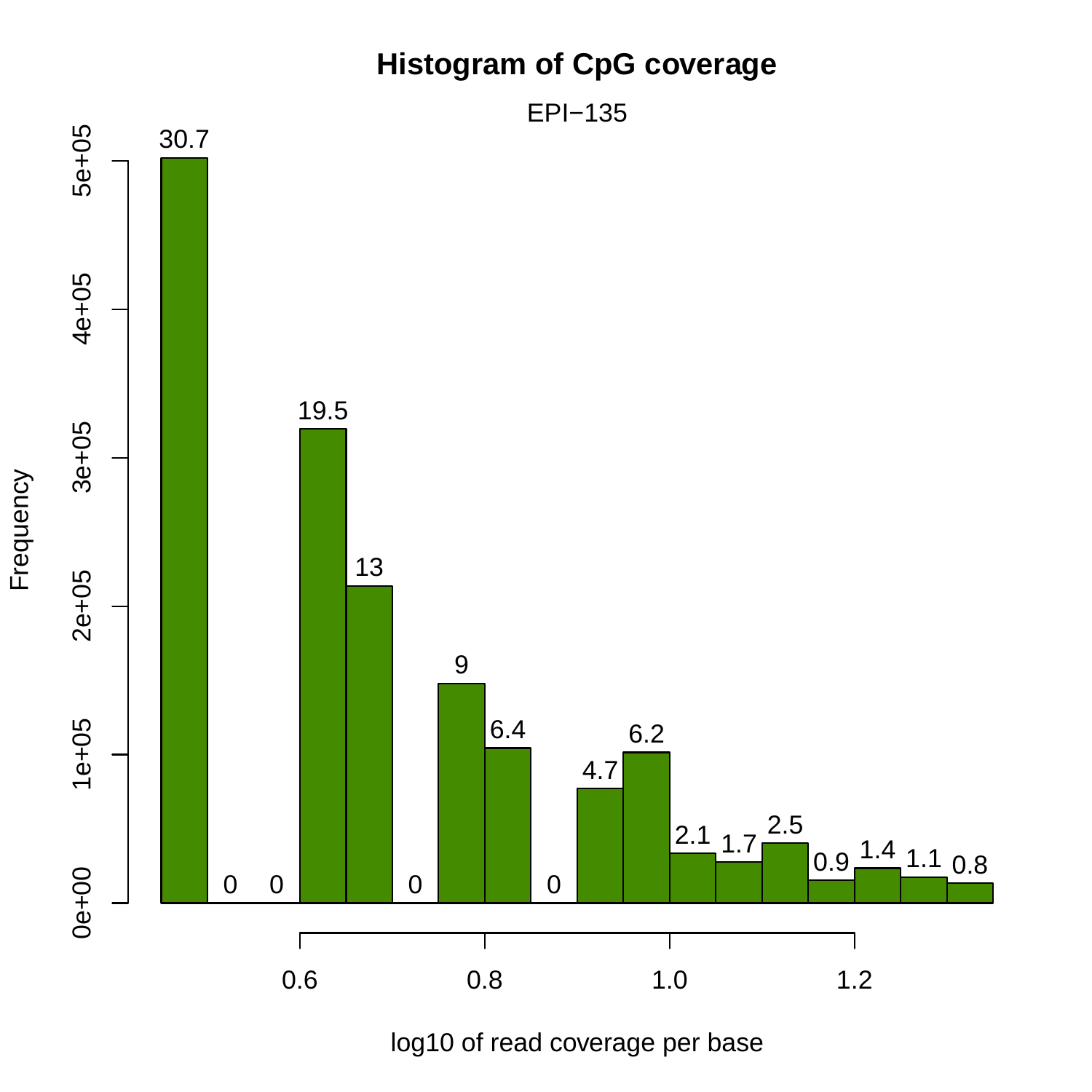# Histogram of CpG coverage

EPI−135

| log10 of read coverage per base (bin) | Percentage |
| --- | --- |
| 0.45–0.50 | 30.7 |
| 0.50–0.55 | 0 |
| 0.55–0.60 | 0 |
| 0.60–0.65 | 19.5 |
| 0.65–0.70 | 13 |
| 0.70–0.75 | 0 |
| 0.75–0.80 | 9 |
| 0.80–0.85 | 6.4 |
| 0.85–0.90 | 0 |
| 0.90–0.95 | 4.7 |
| 0.95–1.00 | 6.2 |
| 1.00–1.05 | 2.1 |
| 1.05–1.10 | 1.7 |
| 1.10–1.15 | 2.5 |
| 1.15–1.20 | 0.9 |
| 1.20–1.25 | 1.4 |
| 1.25–1.30 | 1.1 |
| 1.30–1.35 | 0.8 |

Y-axis: Frequency (0e+00, 1e+05, 2e+05, 3e+05, 4e+05, 5e+05)

X-axis: log10 of read coverage per base (0.6, 0.8, 1.0, 1.2)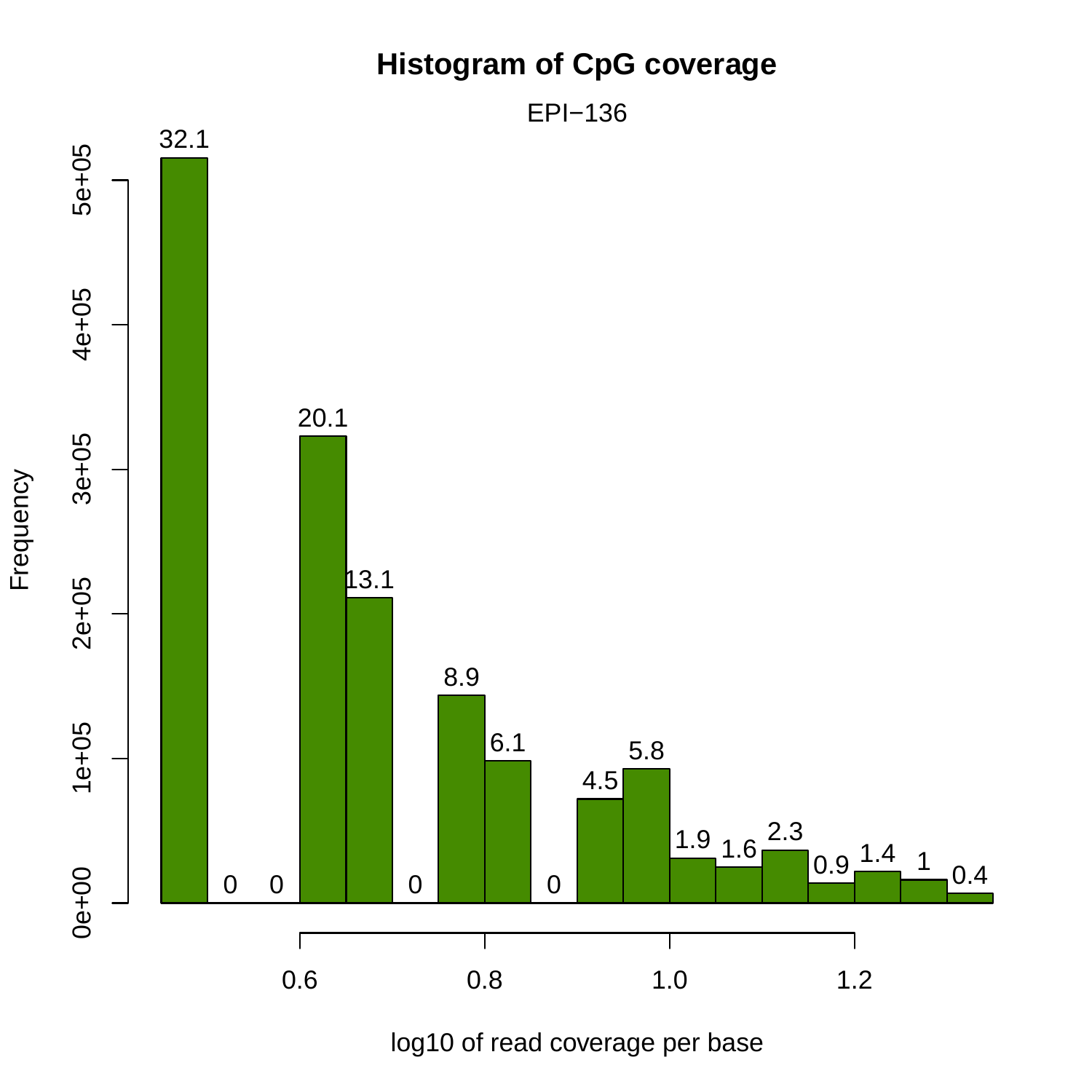**Histogram of CpG coverage**

EPI−136

| log10 of read coverage per base (bin) | Percentage |
|---|---|
| 0.45–0.50 | 32.1 |
| 0.50–0.55 | 0 |
| 0.55–0.60 | 0 |
| 0.60–0.65 | 20.1 |
| 0.65–0.70 | 13.1 |
| 0.70–0.75 | 0 |
| 0.75–0.80 | 8.9 |
| 0.80–0.85 | 6.1 |
| 0.85–0.90 | 0 |
| 0.90–0.95 | 4.5 |
| 0.95–1.00 | 5.8 |
| 1.00–1.05 | 1.9 |
| 1.05–1.10 | 1.6 |
| 1.10–1.15 | 2.3 |
| 1.15–1.20 | 0.9 |
| 1.20–1.25 | 1.4 |
| 1.25–1.30 | 1 |
| 1.30–1.35 | 0.4 |

Y-axis: Frequency (0e+00, 1e+05, 2e+05, 3e+05, 4e+05, 5e+05)

X-axis: log10 of read coverage per base (0.6, 0.8, 1.0, 1.2)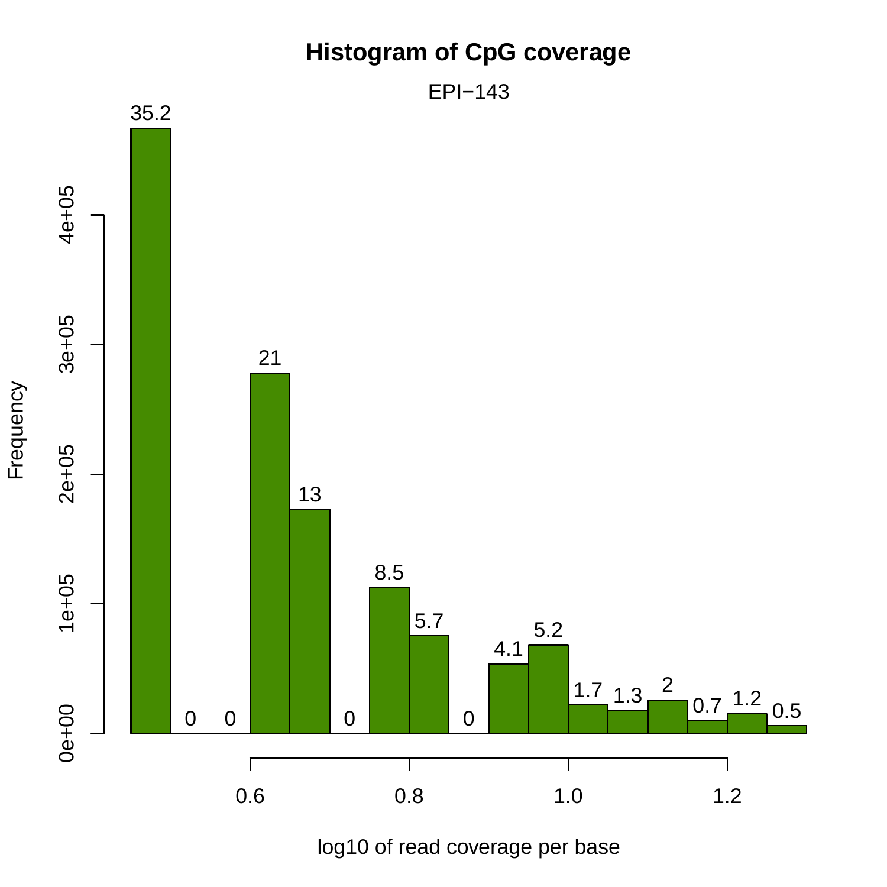# Histogram of CpG coverage

EPI−143

| log10 of read coverage per base (bin) | Percentage |
|---|---|
| 0.45–0.50 | 35.2 |
| 0.50–0.55 | 0 |
| 0.55–0.60 | 0 |
| 0.60–0.65 | 21 |
| 0.65–0.70 | 13 |
| 0.70–0.75 | 0 |
| 0.75–0.80 | 8.5 |
| 0.80–0.85 | 5.7 |
| 0.85–0.90 | 0 |
| 0.90–0.95 | 4.1 |
| 0.95–1.00 | 5.2 |
| 1.00–1.05 | 1.7 |
| 1.05–1.10 | 1.3 |
| 1.10–1.15 | 2 |
| 1.15–1.20 | 0.7 |
| 1.20–1.25 | 1.2 |
| 1.25–1.30 | 0.5 |

Frequency

log10 of read coverage per base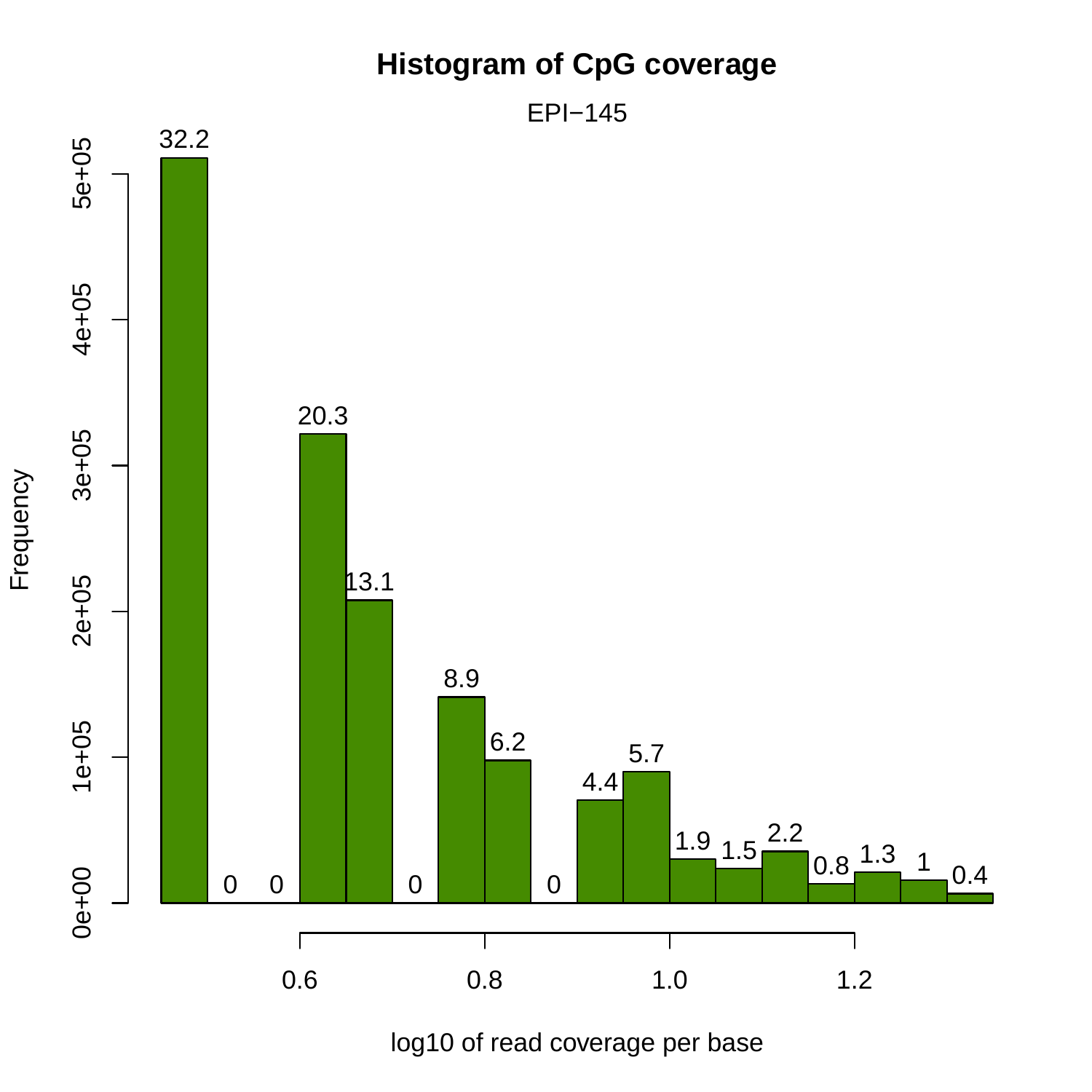# Histogram of CpG coverage

EPI−145

| log10 of read coverage per base (bin) | Frequency label (%) |
|---|---|
| 1 | 32.2 |
| 2 | 0 |
| 3 | 0 |
| 4 | 20.3 |
| 5 | 13.1 |
| 6 | 0 |
| 7 | 8.9 |
| 8 | 6.2 |
| 9 | 0 |
| 10 | 4.4 |
| 11 | 5.7 |
| 12 | 1.9 |
| 13 | 1.5 |
| 14 | 2.2 |
| 15 | 0.8 |
| 16 | 1.3 |
| 17 | 1 |
| 18 | 0.4 |

Y-axis: Frequency (0e+00, 1e+05, 2e+05, 3e+05, 4e+05, 5e+05)

X-axis: log10 of read coverage per base (0.6, 0.8, 1.0, 1.2)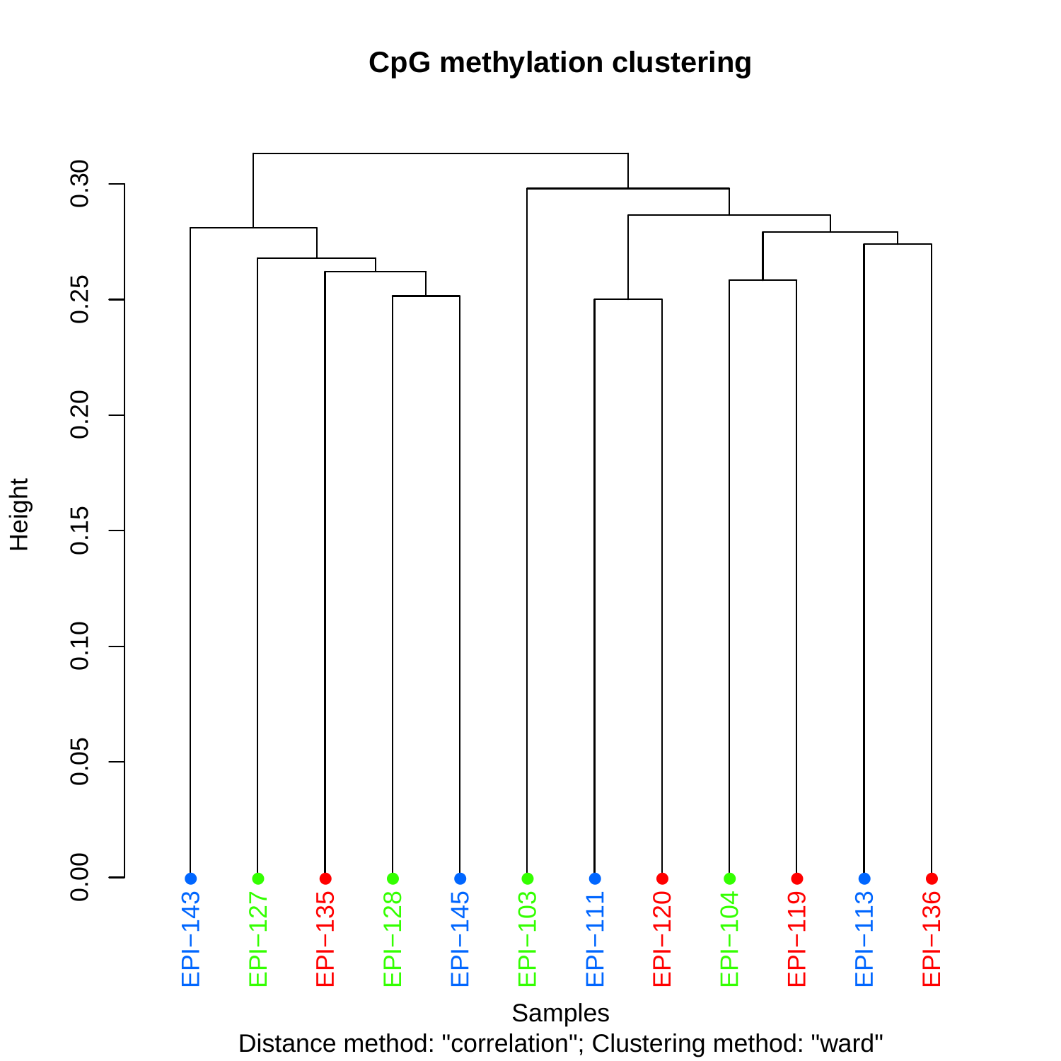# CpG methylation clustering

Height

0.30
0.25
0.20
0.15
0.10
0.05
0.00

EPI−143 EPI−127 EPI−135 EPI−128 EPI−145 EPI−103 EPI−111 EPI−120 EPI−104 EPI−119 EPI−113 EPI−136

Samples

Distance method: "correlation"; Clustering method: "ward"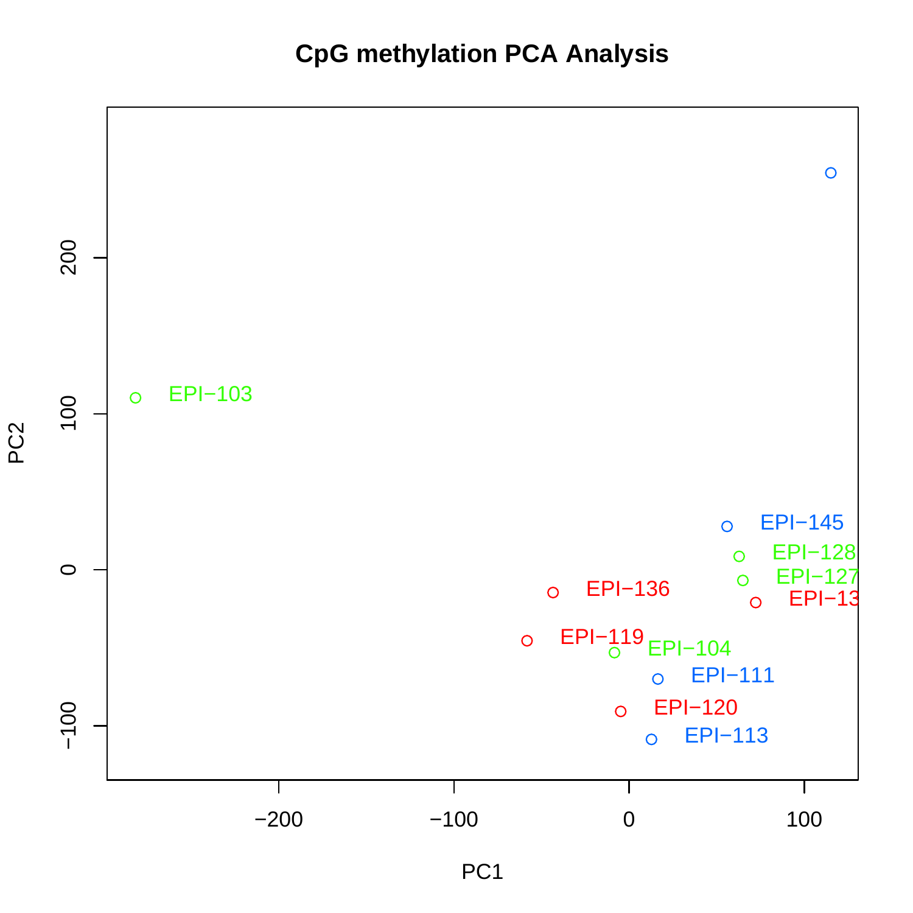CpG methylation PCA Analysis

EPI−103
EPI−145
EPI−128
EPI−127
EPI−13
EPI−136
EPI−119
EPI−104
EPI−111
EPI−120
EPI−113

PC1
PC2

−200
−100
0
100

−100
0
100
200